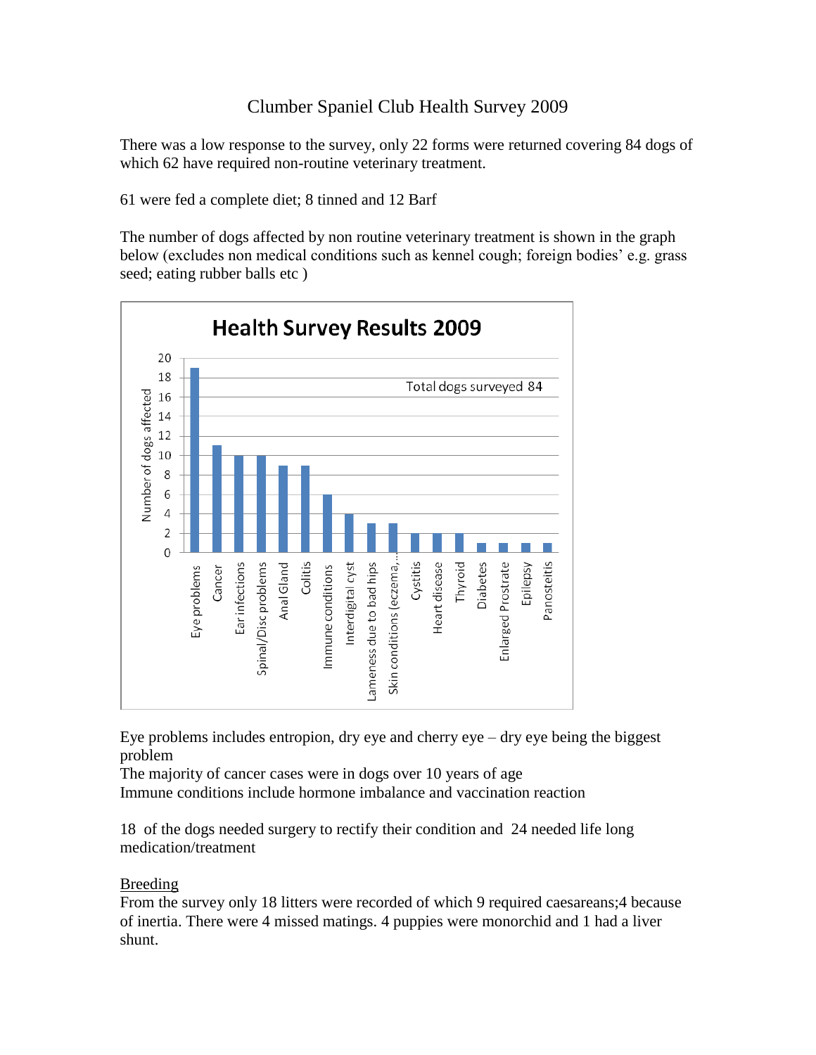# Clumber Spaniel Club Health Survey 2009

There was a low response to the survey, only 22 forms were returned covering 84 dogs of which 62 have required non-routine veterinary treatment.

61 were fed a complete diet; 8 tinned and 12 Barf

The number of dogs affected by non routine veterinary treatment is shown in the graph below (excludes non medical conditions such as kennel cough; foreign bodies' e.g. grass seed; eating rubber balls etc )

**Health Survey Results 2009**

Total dogs surveyed 84

| Condition | Number of dogs affected |
|---|---|
| Eye problems | 19 |
| Cancer | 11 |
| Ear infections | 10 |
| Spinal/Disc problems | 10 |
| Anal Gland | 9 |
| Colitis | 9 |
| Immune conditions | 6 |
| Interdigital cyst | 4 |
| Lameness due to bad hips | 3 |
| Skin conditions (eczema,... | 3 |
| Cystitis | 2 |
| Heart disease | 2 |
| Thyroid | 2 |
| Diabetes | 1 |
| Enlarged Prostrate | 1 |
| Epilepsy | 1 |
| Panosteitis | 1 |

Eye problems includes entropion, dry eye and cherry eye – dry eye being the biggest problem

The majority of cancer cases were in dogs over 10 years of age

Immune conditions include hormone imbalance and vaccination reaction

18 of the dogs needed surgery to rectify their condition and 24 needed life long medication/treatment

## Breeding

From the survey only 18 litters were recorded of which 9 required caesareans;4 because of inertia. There were 4 missed matings. 4 puppies were monorchid and 1 had a liver shunt.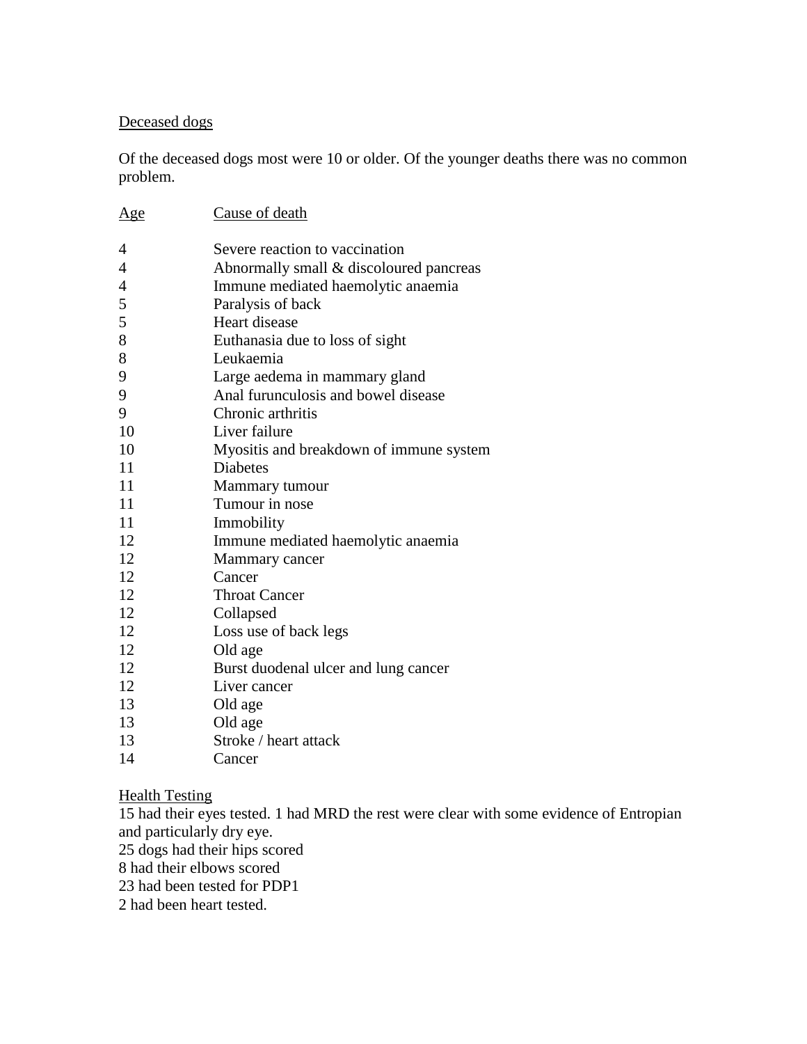Deceased dogs

Of the deceased dogs most were 10 or older. Of the younger deaths there was no common problem.

| Age | Cause of death |
|---|---|
| 4 | Severe reaction to vaccination |
| 4 | Abnormally small & discoloured pancreas |
| 4 | Immune mediated haemolytic anaemia |
| 5 | Paralysis of back |
| 5 | Heart disease |
| 8 | Euthanasia due to loss of sight |
| 8 | Leukaemia |
| 9 | Large aedema in mammary gland |
| 9 | Anal furunculosis and bowel disease |
| 9 | Chronic arthritis |
| 10 | Liver failure |
| 10 | Myositis and breakdown of immune system |
| 11 | Diabetes |
| 11 | Mammary tumour |
| 11 | Tumour in nose |
| 11 | Immobility |
| 12 | Immune mediated haemolytic anaemia |
| 12 | Mammary cancer |
| 12 | Cancer |
| 12 | Throat Cancer |
| 12 | Collapsed |
| 12 | Loss use of back legs |
| 12 | Old age |
| 12 | Burst duodenal ulcer and lung cancer |
| 12 | Liver cancer |
| 13 | Old age |
| 13 | Old age |
| 13 | Stroke / heart attack |
| 14 | Cancer |

Health Testing

15 had their eyes tested. 1 had MRD the rest were clear with some evidence of Entropian and particularly dry eye.
25 dogs had their hips scored
8 had their elbows scored
23 had been tested for PDP1
2 had been heart tested.